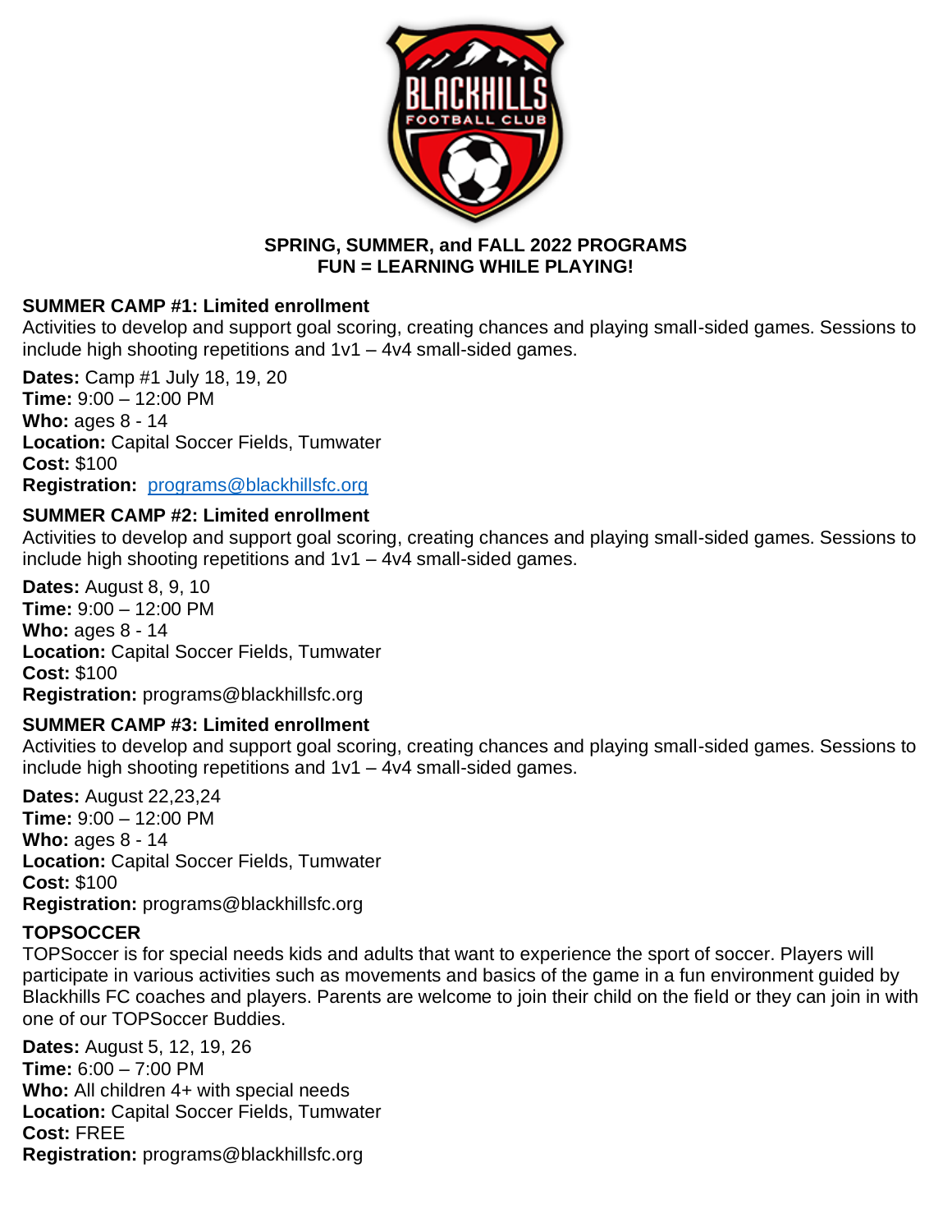**SPRING, SUMMER, and FALL 2022 PROGRAMS**
**FUN = LEARNING WHILE PLAYING!**

**SUMMER CAMP #1: Limited enrollment**
Activities to develop and support goal scoring, creating chances and playing small-sided games. Sessions to include high shooting repetitions and 1v1 – 4v4 small-sided games.

**Dates:** Camp #1 July 18, 19, 20
**Time:** 9:00 – 12:00 PM
**Who:** ages 8 - 14
**Location:** Capital Soccer Fields, Tumwater
**Cost:** $100
**Registration:** programs@blackhillsfc.org

**SUMMER CAMP #2: Limited enrollment**
Activities to develop and support goal scoring, creating chances and playing small-sided games. Sessions to include high shooting repetitions and 1v1 – 4v4 small-sided games.

**Dates:** August 8, 9, 10
**Time:** 9:00 – 12:00 PM
**Who:** ages 8 - 14
**Location:** Capital Soccer Fields, Tumwater
**Cost:** $100
**Registration:** programs@blackhillsfc.org

**SUMMER CAMP #3: Limited enrollment**
Activities to develop and support goal scoring, creating chances and playing small-sided games. Sessions to include high shooting repetitions and 1v1 – 4v4 small-sided games.

**Dates:** August 22,23,24
**Time:** 9:00 – 12:00 PM
**Who:** ages 8 - 14
**Location:** Capital Soccer Fields, Tumwater
**Cost:** $100
**Registration:** programs@blackhillsfc.org

**TOPSOCCER**
TOPSoccer is for special needs kids and adults that want to experience the sport of soccer. Players will participate in various activities such as movements and basics of the game in a fun environment guided by Blackhills FC coaches and players. Parents are welcome to join their child on the field or they can join in with one of our TOPSoccer Buddies.

**Dates:** August 5, 12, 19, 26
**Time:** 6:00 – 7:00 PM
**Who:** All children 4+ with special needs
**Location:** Capital Soccer Fields, Tumwater
**Cost:** FREE
**Registration:** programs@blackhillsfc.org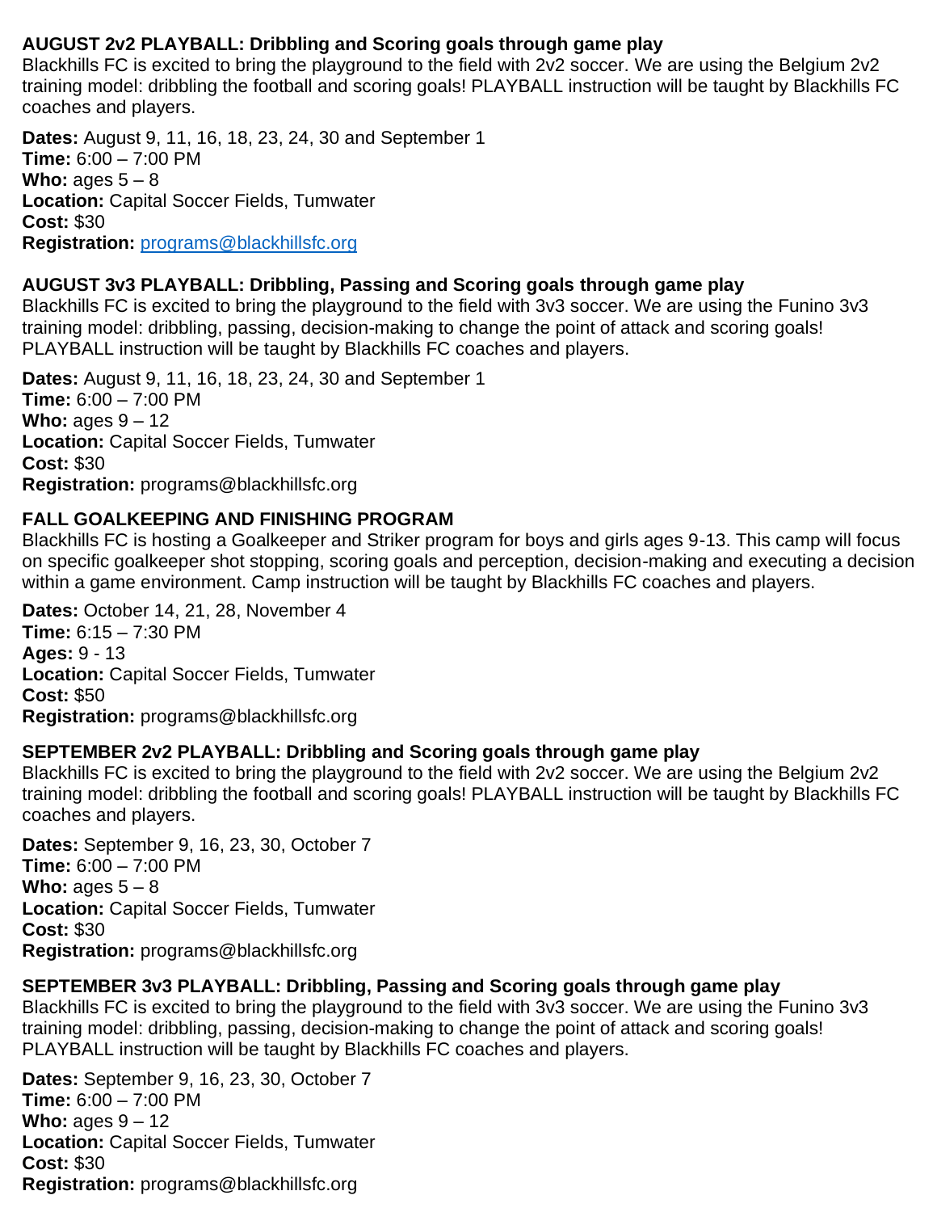**AUGUST 2v2 PLAYBALL: Dribbling and Scoring goals through game play**

Blackhills FC is excited to bring the playground to the field with 2v2 soccer. We are using the Belgium 2v2 training model: dribbling the football and scoring goals! PLAYBALL instruction will be taught by Blackhills FC coaches and players.

**Dates:** August 9, 11, 16, 18, 23, 24, 30 and September 1
**Time:** 6:00 – 7:00 PM
**Who:** ages 5 – 8
**Location:** Capital Soccer Fields, Tumwater
**Cost:** $30
**Registration:** programs@blackhillsfc.org

**AUGUST 3v3 PLAYBALL: Dribbling, Passing and Scoring goals through game play**

Blackhills FC is excited to bring the playground to the field with 3v3 soccer. We are using the Funino 3v3 training model: dribbling, passing, decision-making to change the point of attack and scoring goals! PLAYBALL instruction will be taught by Blackhills FC coaches and players.

**Dates:** August 9, 11, 16, 18, 23, 24, 30 and September 1
**Time:** 6:00 – 7:00 PM
**Who:** ages 9 – 12
**Location:** Capital Soccer Fields, Tumwater
**Cost:** $30
**Registration:** programs@blackhillsfc.org

**FALL GOALKEEPING AND FINISHING PROGRAM**

Blackhills FC is hosting a Goalkeeper and Striker program for boys and girls ages 9-13. This camp will focus on specific goalkeeper shot stopping, scoring goals and perception, decision-making and executing a decision within a game environment. Camp instruction will be taught by Blackhills FC coaches and players.

**Dates:** October 14, 21, 28, November 4
**Time:** 6:15 – 7:30 PM
**Ages:** 9 - 13
**Location:** Capital Soccer Fields, Tumwater
**Cost:** $50
**Registration:** programs@blackhillsfc.org

**SEPTEMBER 2v2 PLAYBALL: Dribbling and Scoring goals through game play**

Blackhills FC is excited to bring the playground to the field with 2v2 soccer. We are using the Belgium 2v2 training model: dribbling the football and scoring goals! PLAYBALL instruction will be taught by Blackhills FC coaches and players.

**Dates:** September 9, 16, 23, 30, October 7
**Time:** 6:00 – 7:00 PM
**Who:** ages 5 – 8
**Location:** Capital Soccer Fields, Tumwater
**Cost:** $30
**Registration:** programs@blackhillsfc.org

**SEPTEMBER 3v3 PLAYBALL: Dribbling, Passing and Scoring goals through game play**

Blackhills FC is excited to bring the playground to the field with 3v3 soccer. We are using the Funino 3v3 training model: dribbling, passing, decision-making to change the point of attack and scoring goals! PLAYBALL instruction will be taught by Blackhills FC coaches and players.

**Dates:** September 9, 16, 23, 30, October 7
**Time:** 6:00 – 7:00 PM
**Who:** ages 9 – 12
**Location:** Capital Soccer Fields, Tumwater
**Cost:** $30
**Registration:** programs@blackhillsfc.org